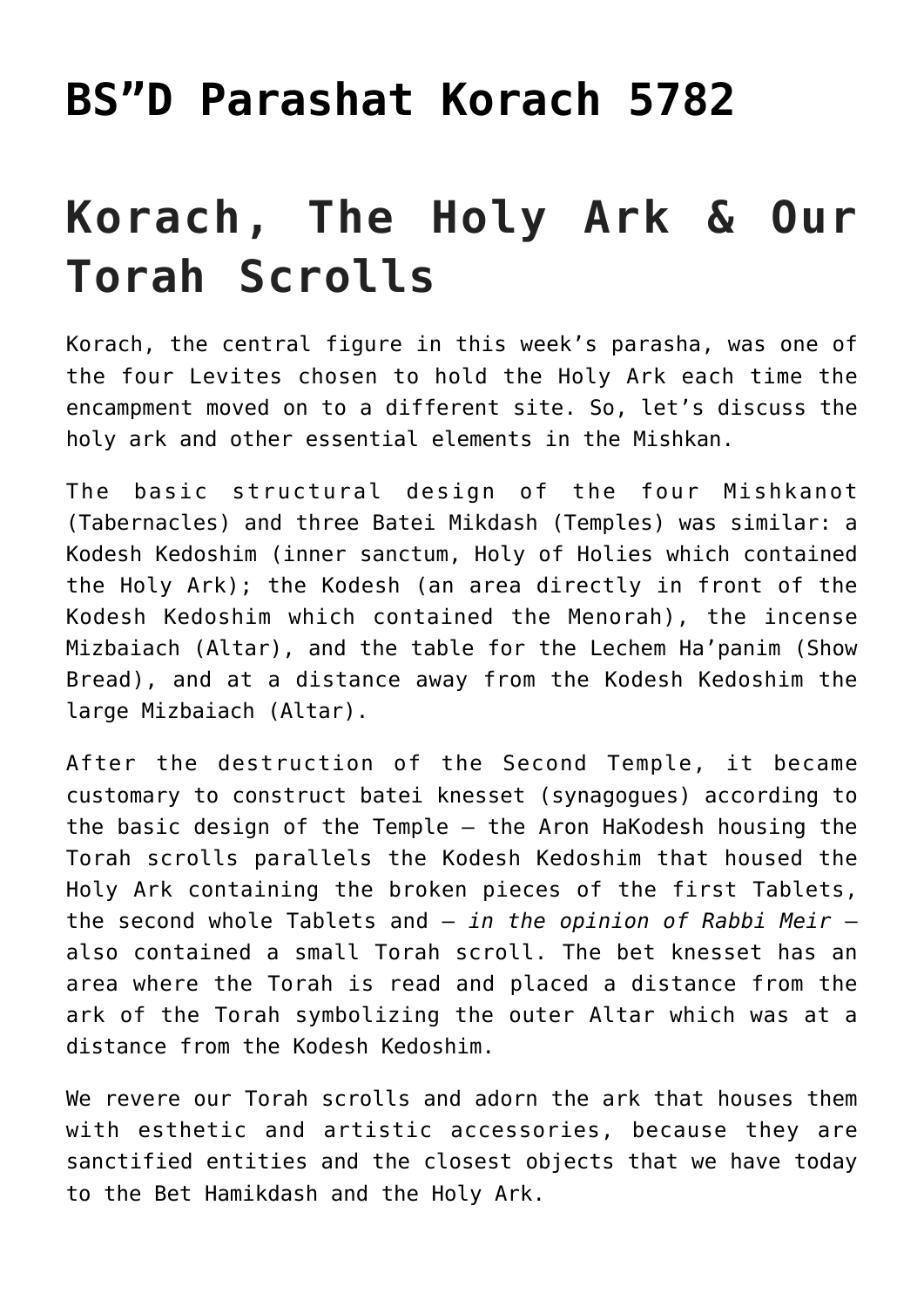# BS"D Parashat Korach 5782

# Korach, The Holy Ark & Our Torah Scrolls

Korach, the central figure in this week's parasha, was one of the four Levites chosen to hold the Holy Ark each time the encampment moved on to a different site. So, let's discuss the holy ark and other essential elements in the Mishkan.

The basic structural design of the four Mishkanot (Tabernacles) and three Batei Mikdash (Temples) was similar: a Kodesh Kedoshim (inner sanctum, Holy of Holies which contained the Holy Ark); the Kodesh (an area directly in front of the Kodesh Kedoshim which contained the Menorah), the incense Mizbaiach (Altar), and the table for the Lechem Ha'panim (Show Bread), and at a distance away from the Kodesh Kedoshim the large Mizbaiach (Altar).

After the destruction of the Second Temple, it became customary to construct batei knesset (synagogues) according to the basic design of the Temple – the Aron HaKodesh housing the Torah scrolls parallels the Kodesh Kedoshim that housed the Holy Ark containing the broken pieces of the first Tablets, the second whole Tablets and – *in the opinion of Rabbi Meir* – also contained a small Torah scroll. The bet knesset has an area where the Torah is read and placed a distance from the ark of the Torah symbolizing the outer Altar which was at a distance from the Kodesh Kedoshim.

We revere our Torah scrolls and adorn the ark that houses them with esthetic and artistic accessories, because they are sanctified entities and the closest objects that we have today to the Bet Hamikdash and the Holy Ark.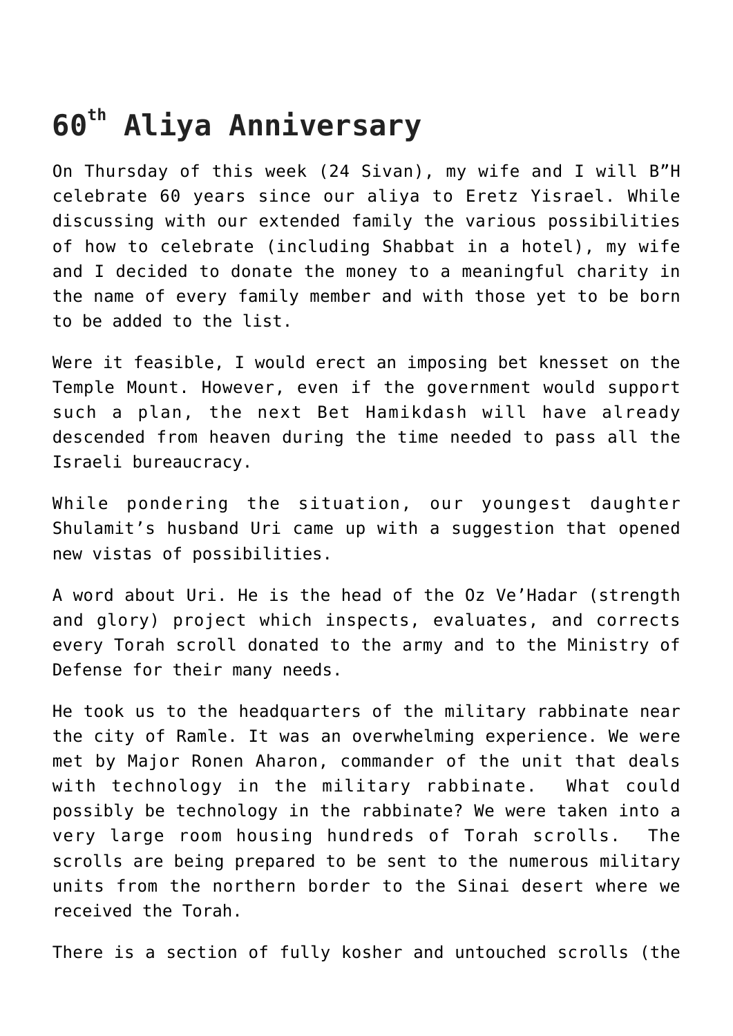# 60th Aliya Anniversary

On Thursday of this week (24 Sivan), my wife and I will B"H celebrate 60 years since our aliya to Eretz Yisrael. While discussing with our extended family the various possibilities of how to celebrate (including Shabbat in a hotel), my wife and I decided to donate the money to a meaningful charity in the name of every family member and with those yet to be born to be added to the list.

Were it feasible, I would erect an imposing bet knesset on the Temple Mount. However, even if the government would support such a plan, the next Bet Hamikdash will have already descended from heaven during the time needed to pass all the Israeli bureaucracy.

While pondering the situation, our youngest daughter Shulamit's husband Uri came up with a suggestion that opened new vistas of possibilities.

A word about Uri. He is the head of the Oz Ve'Hadar (strength and glory) project which inspects, evaluates, and corrects every Torah scroll donated to the army and to the Ministry of Defense for their many needs.

He took us to the headquarters of the military rabbinate near the city of Ramle. It was an overwhelming experience. We were met by Major Ronen Aharon, commander of the unit that deals with technology in the military rabbinate. What could possibly be technology in the rabbinate? We were taken into a very large room housing hundreds of Torah scrolls. The scrolls are being prepared to be sent to the numerous military units from the northern border to the Sinai desert where we received the Torah.

There is a section of fully kosher and untouched scrolls (the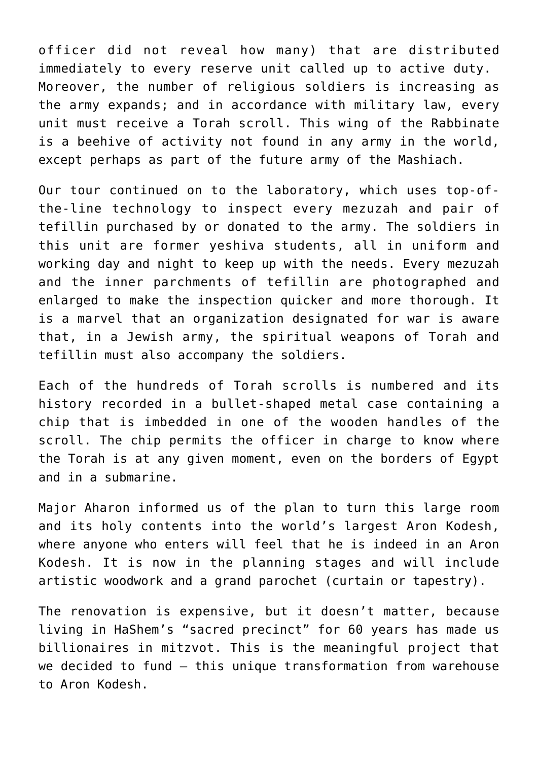officer did not reveal how many) that are distributed immediately to every reserve unit called up to active duty. Moreover, the number of religious soldiers is increasing as the army expands; and in accordance with military law, every unit must receive a Torah scroll. This wing of the Rabbinate is a beehive of activity not found in any army in the world, except perhaps as part of the future army of the Mashiach.

Our tour continued on to the laboratory, which uses top-of-the-line technology to inspect every mezuzah and pair of tefillin purchased by or donated to the army. The soldiers in this unit are former yeshiva students, all in uniform and working day and night to keep up with the needs. Every mezuzah and the inner parchments of tefillin are photographed and enlarged to make the inspection quicker and more thorough. It is a marvel that an organization designated for war is aware that, in a Jewish army, the spiritual weapons of Torah and tefillin must also accompany the soldiers.

Each of the hundreds of Torah scrolls is numbered and its history recorded in a bullet-shaped metal case containing a chip that is imbedded in one of the wooden handles of the scroll. The chip permits the officer in charge to know where the Torah is at any given moment, even on the borders of Egypt and in a submarine.

Major Aharon informed us of the plan to turn this large room and its holy contents into the world's largest Aron Kodesh, where anyone who enters will feel that he is indeed in an Aron Kodesh. It is now in the planning stages and will include artistic woodwork and a grand parochet (curtain or tapestry).

The renovation is expensive, but it doesn't matter, because living in HaShem's "sacred precinct" for 60 years has made us billionaires in mitzvot. This is the meaningful project that we decided to fund – this unique transformation from warehouse to Aron Kodesh.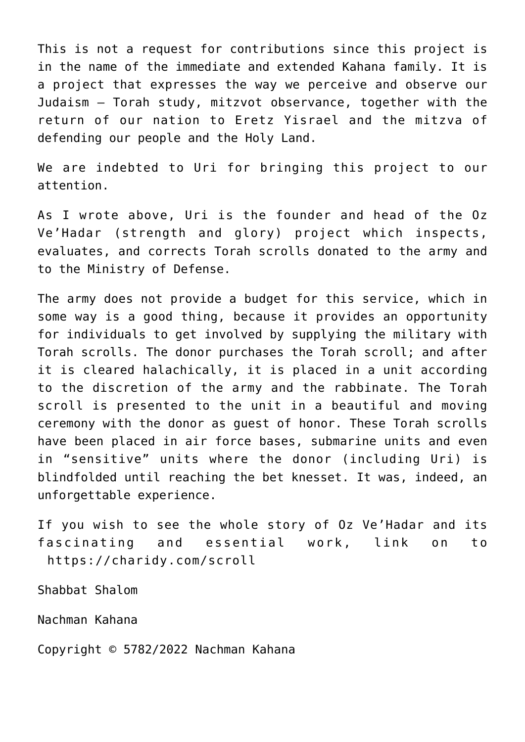This is not a request for contributions since this project is in the name of the immediate and extended Kahana family. It is a project that expresses the way we perceive and observe our Judaism – Torah study, mitzvot observance, together with the return of our nation to Eretz Yisrael and the mitzva of defending our people and the Holy Land.

We are indebted to Uri for bringing this project to our attention.

As I wrote above, Uri is the founder and head of the Oz Ve'Hadar (strength and glory) project which inspects, evaluates, and corrects Torah scrolls donated to the army and to the Ministry of Defense.

The army does not provide a budget for this service, which in some way is a good thing, because it provides an opportunity for individuals to get involved by supplying the military with Torah scrolls. The donor purchases the Torah scroll; and after it is cleared halachically, it is placed in a unit according to the discretion of the army and the rabbinate. The Torah scroll is presented to the unit in a beautiful and moving ceremony with the donor as guest of honor. These Torah scrolls have been placed in air force bases, submarine units and even in "sensitive" units where the donor (including Uri) is blindfolded until reaching the bet knesset. It was, indeed, an unforgettable experience.

If you wish to see the whole story of Oz Ve'Hadar and its fascinating and essential work, link on to https://charidy.com/scroll

Shabbat Shalom

Nachman Kahana

Copyright © 5782/2022 Nachman Kahana